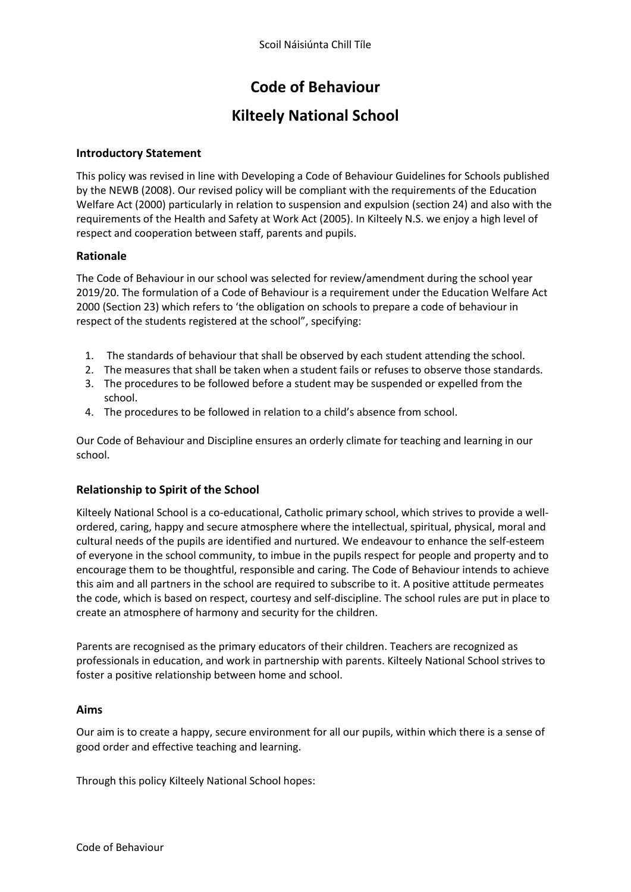Scoil Náisiúnta Chill Tíle

# Code of Behaviour

# Kilteely National School

### Introductory Statement

This policy was revised in line with Developing a Code of Behaviour Guidelines for Schools published by the NEWB (2008). Our revised policy will be compliant with the requirements of the Education Welfare Act (2000) particularly in relation to suspension and expulsion (section 24) and also with the requirements of the Health and Safety at Work Act (2005). In Kilteely N.S. we enjoy a high level of respect and cooperation between staff, parents and pupils.

### Rationale

The Code of Behaviour in our school was selected for review/amendment during the school year 2019/20. The formulation of a Code of Behaviour is a requirement under the Education Welfare Act 2000 (Section 23) which refers to 'the obligation on schools to prepare a code of behaviour in respect of the students registered at the school", specifying:

1. The standards of behaviour that shall be observed by each student attending the school.
2. The measures that shall be taken when a student fails or refuses to observe those standards.
3. The procedures to be followed before a student may be suspended or expelled from the school.
4. The procedures to be followed in relation to a child's absence from school.

Our Code of Behaviour and Discipline ensures an orderly climate for teaching and learning in our school.

### Relationship to Spirit of the School

Kilteely National School is a co-educational, Catholic primary school, which strives to provide a well-ordered, caring, happy and secure atmosphere where the intellectual, spiritual, physical, moral and cultural needs of the pupils are identified and nurtured. We endeavour to enhance the self-esteem of everyone in the school community, to imbue in the pupils respect for people and property and to encourage them to be thoughtful, responsible and caring. The Code of Behaviour intends to achieve this aim and all partners in the school are required to subscribe to it. A positive attitude permeates the code, which is based on respect, courtesy and self-discipline. The school rules are put in place to create an atmosphere of harmony and security for the children.

Parents are recognised as the primary educators of their children. Teachers are recognized as professionals in education, and work in partnership with parents. Kilteely National School strives to foster a positive relationship between home and school.

### Aims

Our aim is to create a happy, secure environment for all our pupils, within which there is a sense of good order and effective teaching and learning.

Through this policy Kilteely National School hopes: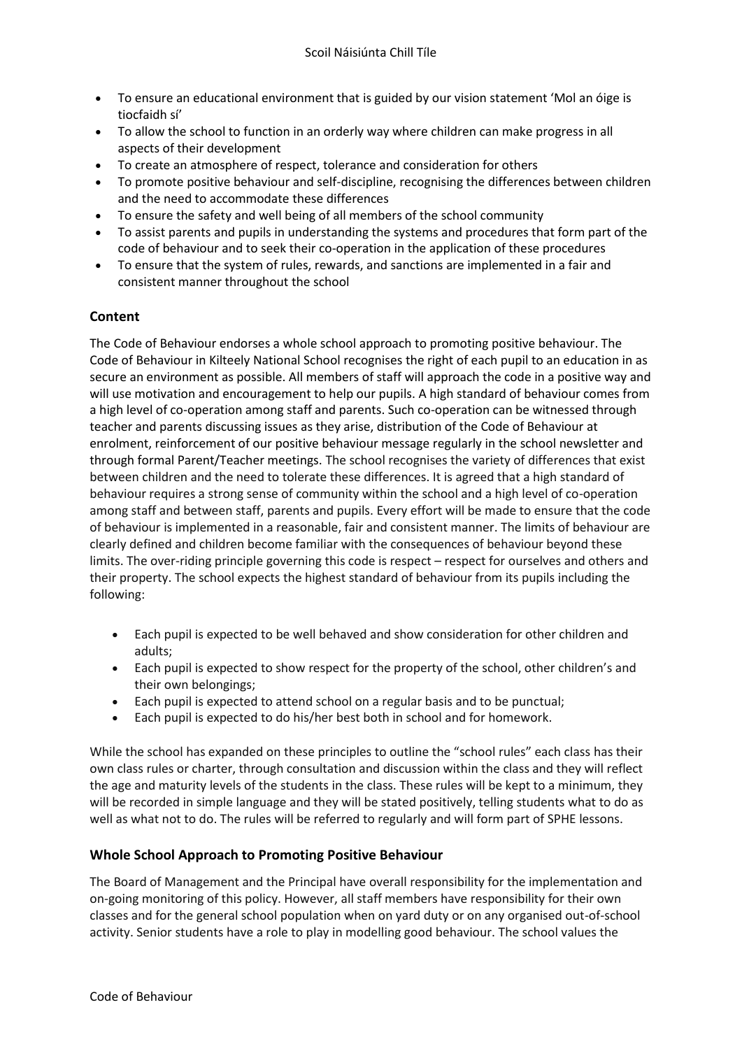- To ensure an educational environment that is guided by our vision statement 'Mol an óige is tiocfaidh sí'
- To allow the school to function in an orderly way where children can make progress in all aspects of their development
- To create an atmosphere of respect, tolerance and consideration for others
- To promote positive behaviour and self-discipline, recognising the differences between children and the need to accommodate these differences
- To ensure the safety and well being of all members of the school community
- To assist parents and pupils in understanding the systems and procedures that form part of the code of behaviour and to seek their co-operation in the application of these procedures
- To ensure that the system of rules, rewards, and sanctions are implemented in a fair and consistent manner throughout the school

## Content

The Code of Behaviour endorses a whole school approach to promoting positive behaviour. The Code of Behaviour in Kilteely National School recognises the right of each pupil to an education in as secure an environment as possible. All members of staff will approach the code in a positive way and will use motivation and encouragement to help our pupils. A high standard of behaviour comes from a high level of co-operation among staff and parents. Such co-operation can be witnessed through teacher and parents discussing issues as they arise, distribution of the Code of Behaviour at enrolment, reinforcement of our positive behaviour message regularly in the school newsletter and through formal Parent/Teacher meetings. The school recognises the variety of differences that exist between children and the need to tolerate these differences. It is agreed that a high standard of behaviour requires a strong sense of community within the school and a high level of co-operation among staff and between staff, parents and pupils. Every effort will be made to ensure that the code of behaviour is implemented in a reasonable, fair and consistent manner. The limits of behaviour are clearly defined and children become familiar with the consequences of behaviour beyond these limits. The over-riding principle governing this code is respect – respect for ourselves and others and their property. The school expects the highest standard of behaviour from its pupils including the following:

- Each pupil is expected to be well behaved and show consideration for other children and adults;
- Each pupil is expected to show respect for the property of the school, other children's and their own belongings;
- Each pupil is expected to attend school on a regular basis and to be punctual;
- Each pupil is expected to do his/her best both in school and for homework.

While the school has expanded on these principles to outline the "school rules" each class has their own class rules or charter, through consultation and discussion within the class and they will reflect the age and maturity levels of the students in the class. These rules will be kept to a minimum, they will be recorded in simple language and they will be stated positively, telling students what to do as well as what not to do. The rules will be referred to regularly and will form part of SPHE lessons.

## Whole School Approach to Promoting Positive Behaviour

The Board of Management and the Principal have overall responsibility for the implementation and on-going monitoring of this policy. However, all staff members have responsibility for their own classes and for the general school population when on yard duty or on any organised out-of-school activity. Senior students have a role to play in modelling good behaviour. The school values the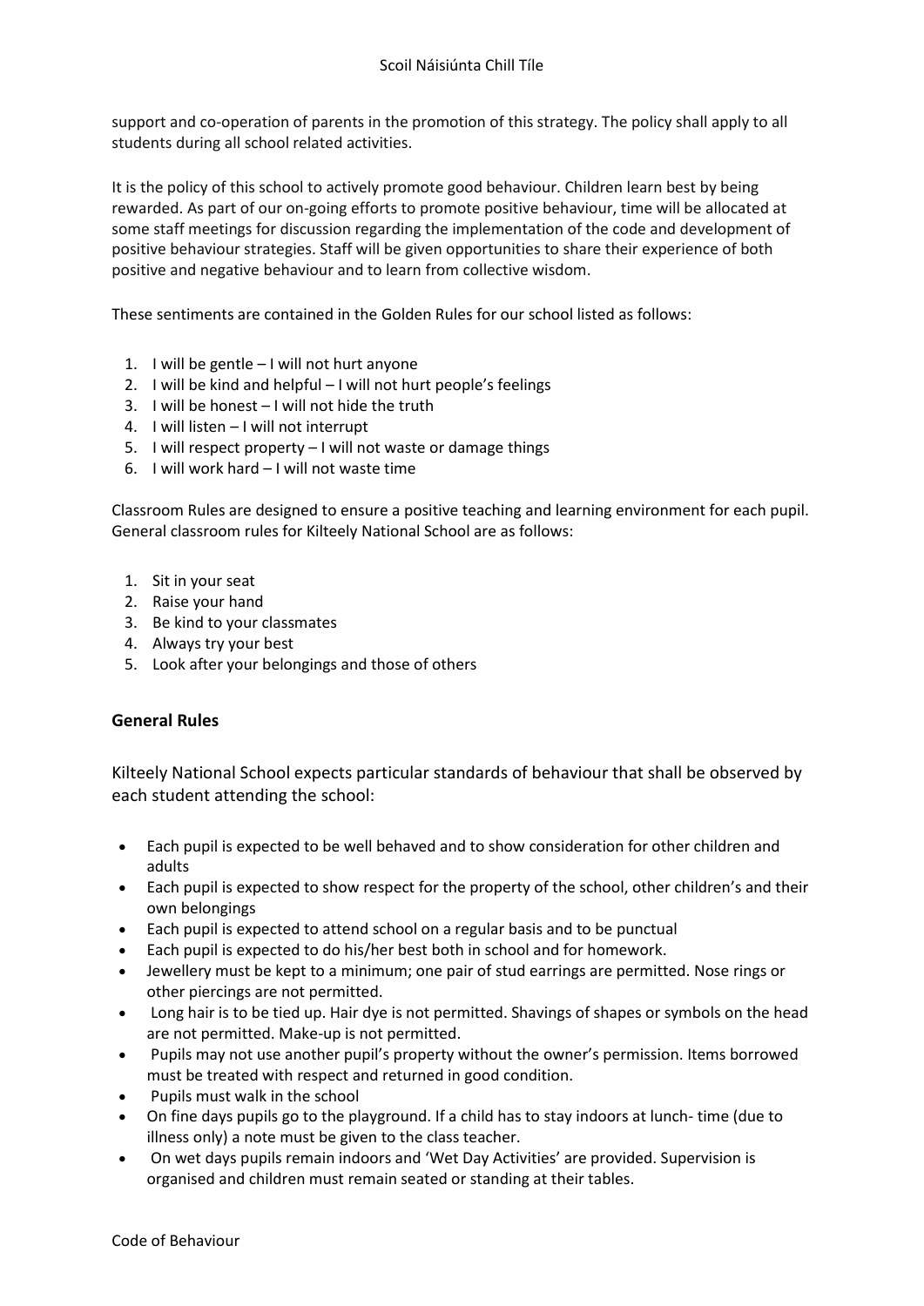support and co-operation of parents in the promotion of this strategy. The policy shall apply to all students during all school related activities.

It is the policy of this school to actively promote good behaviour. Children learn best by being rewarded. As part of our on-going efforts to promote positive behaviour, time will be allocated at some staff meetings for discussion regarding the implementation of the code and development of positive behaviour strategies. Staff will be given opportunities to share their experience of both positive and negative behaviour and to learn from collective wisdom.

These sentiments are contained in the Golden Rules for our school listed as follows:

1. I will be gentle – I will not hurt anyone
2. I will be kind and helpful – I will not hurt people's feelings
3. I will be honest – I will not hide the truth
4. I will listen – I will not interrupt
5. I will respect property – I will not waste or damage things
6. I will work hard – I will not waste time

Classroom Rules are designed to ensure a positive teaching and learning environment for each pupil. General classroom rules for Kilteely National School are as follows:

1. Sit in your seat
2. Raise your hand
3. Be kind to your classmates
4. Always try your best
5. Look after your belongings and those of others

### General Rules

Kilteely National School expects particular standards of behaviour that shall be observed by each student attending the school:

- Each pupil is expected to be well behaved and to show consideration for other children and adults
- Each pupil is expected to show respect for the property of the school, other children's and their own belongings
- Each pupil is expected to attend school on a regular basis and to be punctual
- Each pupil is expected to do his/her best both in school and for homework.
- Jewellery must be kept to a minimum; one pair of stud earrings are permitted. Nose rings or other piercings are not permitted.
- Long hair is to be tied up. Hair dye is not permitted. Shavings of shapes or symbols on the head are not permitted. Make-up is not permitted.
- Pupils may not use another pupil's property without the owner's permission. Items borrowed must be treated with respect and returned in good condition.
- Pupils must walk in the school
- On fine days pupils go to the playground. If a child has to stay indoors at lunch- time (due to illness only) a note must be given to the class teacher.
- On wet days pupils remain indoors and 'Wet Day Activities' are provided. Supervision is organised and children must remain seated or standing at their tables.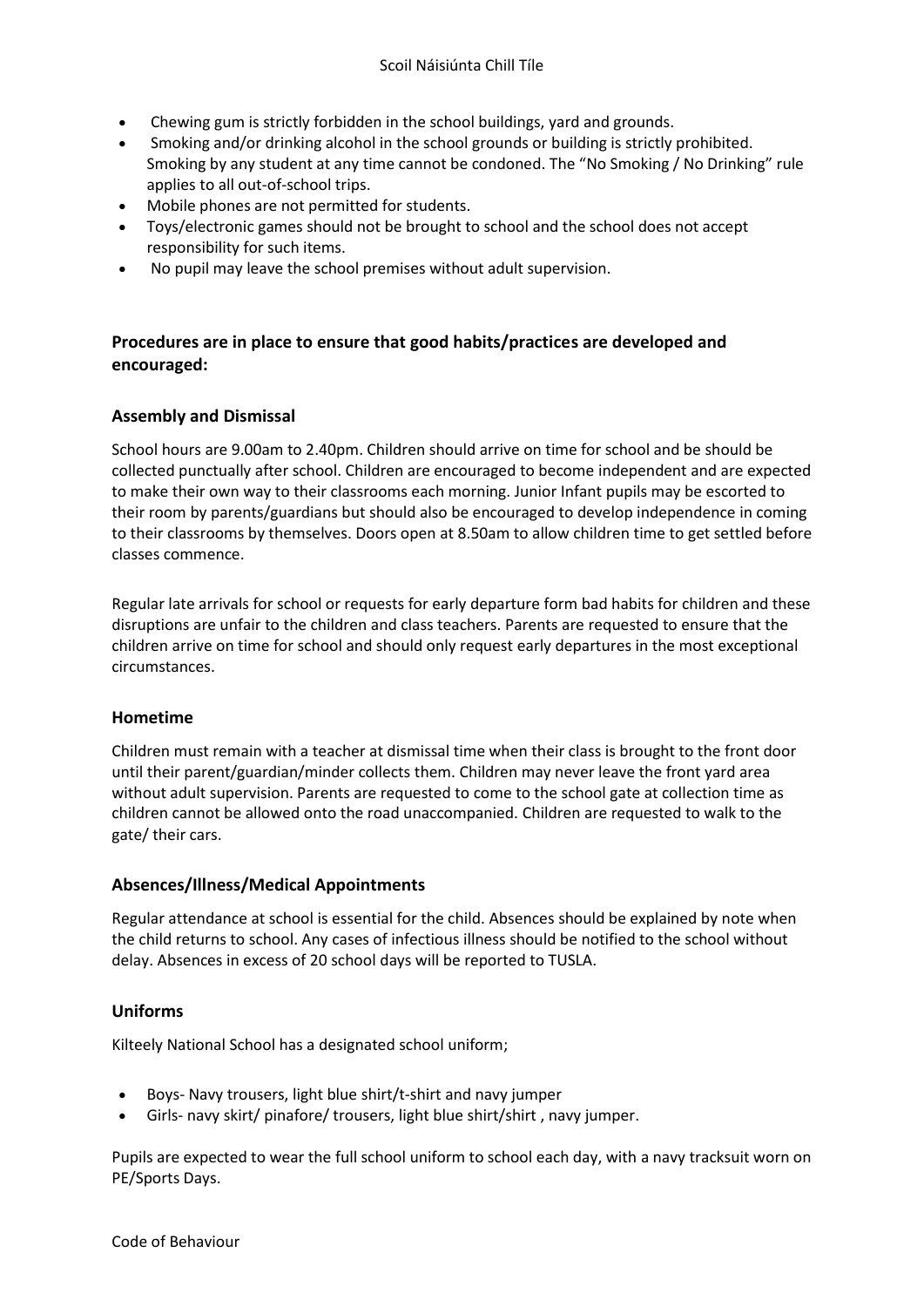- Chewing gum is strictly forbidden in the school buildings, yard and grounds.
- Smoking and/or drinking alcohol in the school grounds or building is strictly prohibited. Smoking by any student at any time cannot be condoned. The "No Smoking / No Drinking" rule applies to all out-of-school trips.
- Mobile phones are not permitted for students.
- Toys/electronic games should not be brought to school and the school does not accept responsibility for such items.
- No pupil may leave the school premises without adult supervision.

## Procedures are in place to ensure that good habits/practices are developed and encouraged:

### Assembly and Dismissal

School hours are 9.00am to 2.40pm. Children should arrive on time for school and be should be collected punctually after school. Children are encouraged to become independent and are expected to make their own way to their classrooms each morning. Junior Infant pupils may be escorted to their room by parents/guardians but should also be encouraged to develop independence in coming to their classrooms by themselves. Doors open at 8.50am to allow children time to get settled before classes commence.

Regular late arrivals for school or requests for early departure form bad habits for children and these disruptions are unfair to the children and class teachers. Parents are requested to ensure that the children arrive on time for school and should only request early departures in the most exceptional circumstances.

### Hometime

Children must remain with a teacher at dismissal time when their class is brought to the front door until their parent/guardian/minder collects them. Children may never leave the front yard area without adult supervision. Parents are requested to come to the school gate at collection time as children cannot be allowed onto the road unaccompanied. Children are requested to walk to the gate/ their cars.

### Absences/Illness/Medical Appointments

Regular attendance at school is essential for the child. Absences should be explained by note when the child returns to school. Any cases of infectious illness should be notified to the school without delay. Absences in excess of 20 school days will be reported to TUSLA.

### Uniforms

Kilteely National School has a designated school uniform;

- Boys- Navy trousers, light blue shirt/t-shirt and navy jumper
- Girls- navy skirt/ pinafore/ trousers, light blue shirt/shirt , navy jumper.

Pupils are expected to wear the full school uniform to school each day, with a navy tracksuit worn on PE/Sports Days.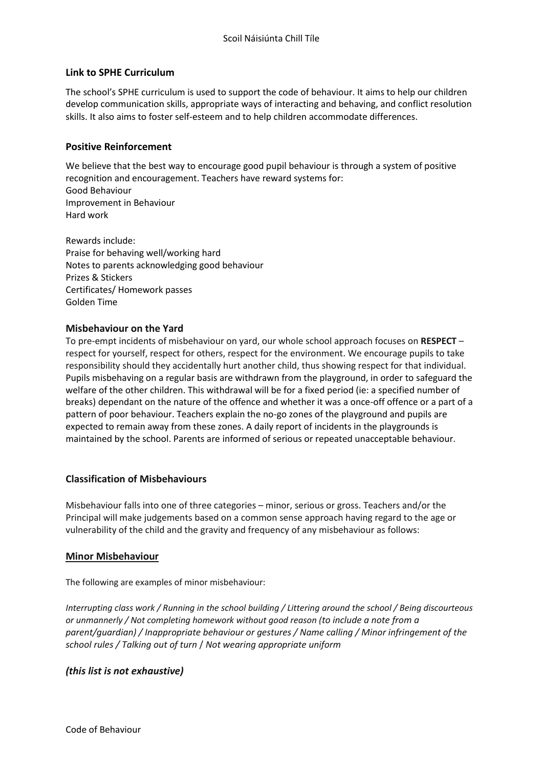### Link to SPHE Curriculum

The school's SPHE curriculum is used to support the code of behaviour. It aims to help our children develop communication skills, appropriate ways of interacting and behaving, and conflict resolution skills. It also aims to foster self-esteem and to help children accommodate differences.

### Positive Reinforcement

We believe that the best way to encourage good pupil behaviour is through a system of positive recognition and encouragement. Teachers have reward systems for:
Good Behaviour
Improvement in Behaviour
Hard work

Rewards include:
Praise for behaving well/working hard
Notes to parents acknowledging good behaviour
Prizes & Stickers
Certificates/ Homework passes
Golden Time

### Misbehaviour on the Yard

To pre-empt incidents of misbehaviour on yard, our whole school approach focuses on **RESPECT** – respect for yourself, respect for others, respect for the environment. We encourage pupils to take responsibility should they accidentally hurt another child, thus showing respect for that individual. Pupils misbehaving on a regular basis are withdrawn from the playground, in order to safeguard the welfare of the other children. This withdrawal will be for a fixed period (ie: a specified number of breaks) dependant on the nature of the offence and whether it was a once-off offence or a part of a pattern of poor behaviour. Teachers explain the no-go zones of the playground and pupils are expected to remain away from these zones. A daily report of incidents in the playgrounds is maintained by the school. Parents are informed of serious or repeated unacceptable behaviour.

### Classification of Misbehaviours

Misbehaviour falls into one of three categories – minor, serious or gross. Teachers and/or the Principal will make judgements based on a common sense approach having regard to the age or vulnerability of the child and the gravity and frequency of any misbehaviour as follows:

### Minor Misbehaviour

The following are examples of minor misbehaviour:

*Interrupting class work / Running in the school building / Littering around the school / Being discourteous or unmannerly / Not completing homework without good reason (to include a note from a parent/guardian) / Inappropriate behaviour or gestures / Name calling / Minor infringement of the school rules / Talking out of turn / Not wearing appropriate uniform*

***(this list is not exhaustive)***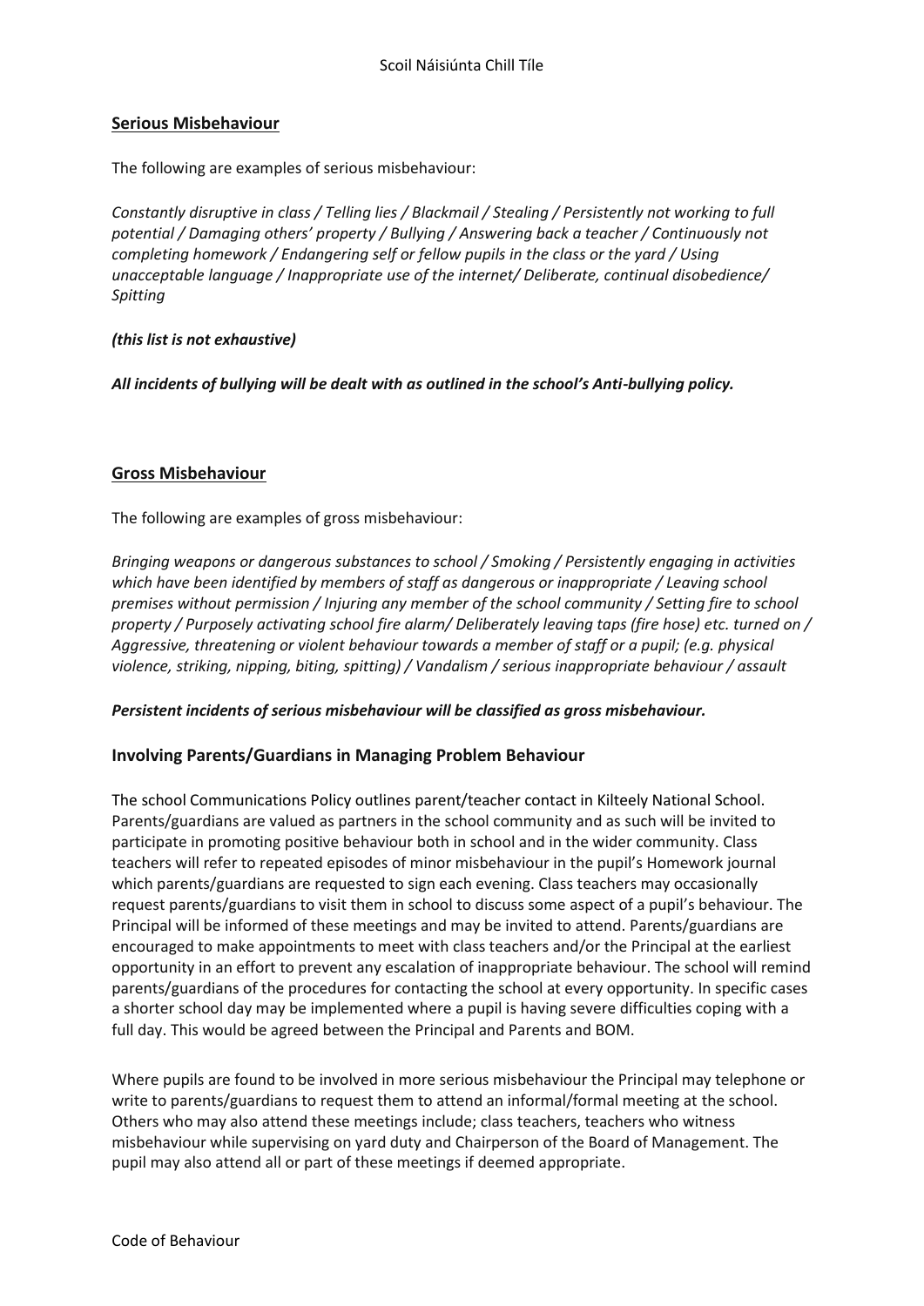## Serious Misbehaviour

The following are examples of serious misbehaviour:

*Constantly disruptive in class / Telling lies / Blackmail / Stealing / Persistently not working to full potential / Damaging others' property / Bullying / Answering back a teacher / Continuously not completing homework / Endangering self or fellow pupils in the class or the yard / Using unacceptable language / Inappropriate use of the internet/ Deliberate, continual disobedience/ Spitting*

***(this list is not exhaustive)***

***All incidents of bullying will be dealt with as outlined in the school's Anti-bullying policy.***

## Gross Misbehaviour

The following are examples of gross misbehaviour:

*Bringing weapons or dangerous substances to school / Smoking / Persistently engaging in activities which have been identified by members of staff as dangerous or inappropriate / Leaving school premises without permission / Injuring any member of the school community / Setting fire to school property / Purposely activating school fire alarm/ Deliberately leaving taps (fire hose) etc. turned on / Aggressive, threatening or violent behaviour towards a member of staff or a pupil; (e.g. physical violence, striking, nipping, biting, spitting) / Vandalism / serious inappropriate behaviour / assault*

***Persistent incidents of serious misbehaviour will be classified as gross misbehaviour.***

## Involving Parents/Guardians in Managing Problem Behaviour

The school Communications Policy outlines parent/teacher contact in Kilteely National School. Parents/guardians are valued as partners in the school community and as such will be invited to participate in promoting positive behaviour both in school and in the wider community. Class teachers will refer to repeated episodes of minor misbehaviour in the pupil's Homework journal which parents/guardians are requested to sign each evening. Class teachers may occasionally request parents/guardians to visit them in school to discuss some aspect of a pupil's behaviour. The Principal will be informed of these meetings and may be invited to attend. Parents/guardians are encouraged to make appointments to meet with class teachers and/or the Principal at the earliest opportunity in an effort to prevent any escalation of inappropriate behaviour. The school will remind parents/guardians of the procedures for contacting the school at every opportunity. In specific cases a shorter school day may be implemented where a pupil is having severe difficulties coping with a full day. This would be agreed between the Principal and Parents and BOM.

Where pupils are found to be involved in more serious misbehaviour the Principal may telephone or write to parents/guardians to request them to attend an informal/formal meeting at the school. Others who may also attend these meetings include; class teachers, teachers who witness misbehaviour while supervising on yard duty and Chairperson of the Board of Management. The pupil may also attend all or part of these meetings if deemed appropriate.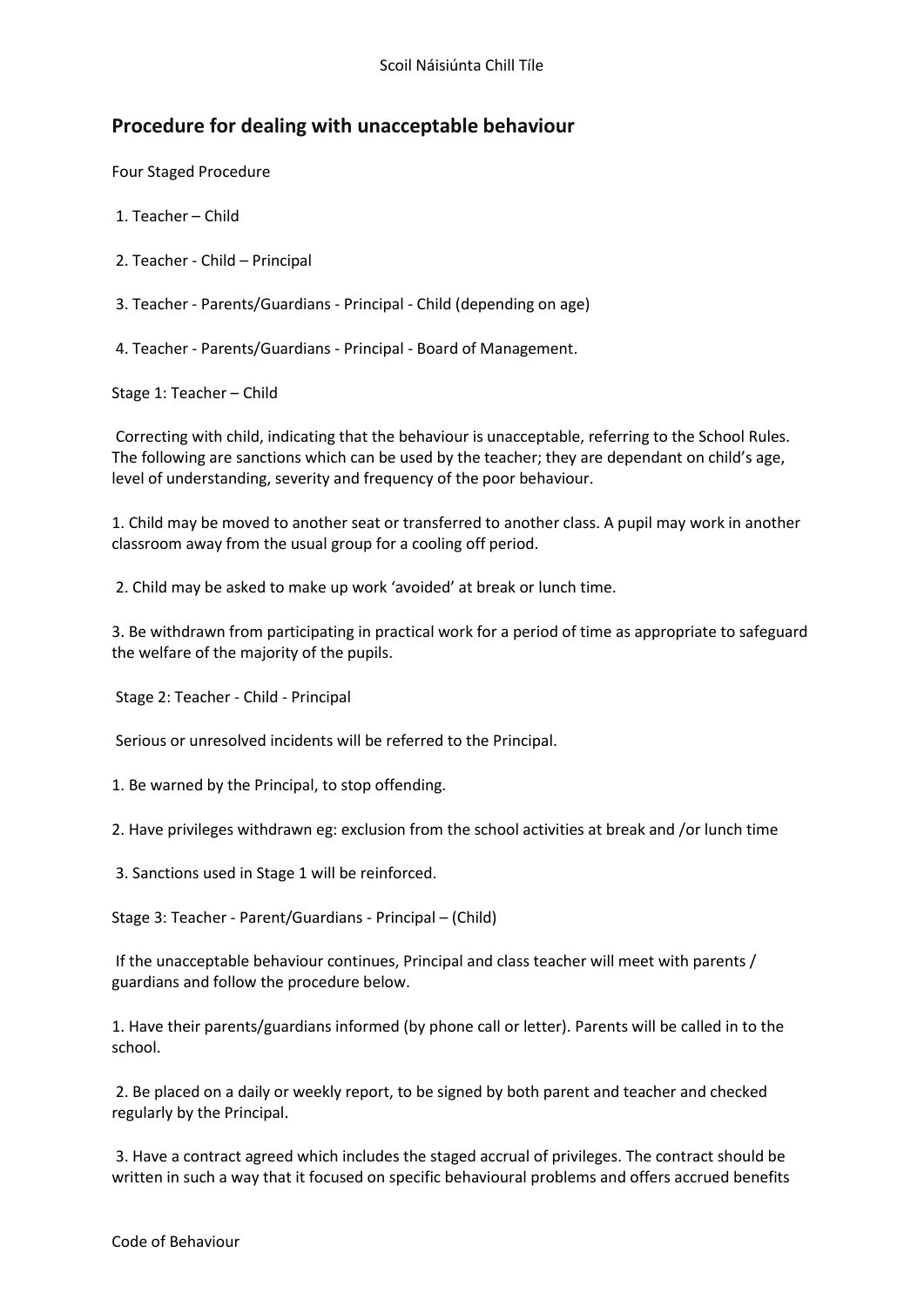## Procedure for dealing with unacceptable behaviour

Four Staged Procedure

1. Teacher – Child
2. Teacher - Child – Principal
3. Teacher - Parents/Guardians - Principal - Child (depending on age)
4. Teacher - Parents/Guardians - Principal - Board of Management.

Stage 1: Teacher – Child

Correcting with child, indicating that the behaviour is unacceptable, referring to the School Rules. The following are sanctions which can be used by the teacher; they are dependant on child's age, level of understanding, severity and frequency of the poor behaviour.

1. Child may be moved to another seat or transferred to another class. A pupil may work in another classroom away from the usual group for a cooling off period.
2. Child may be asked to make up work 'avoided' at break or lunch time.
3. Be withdrawn from participating in practical work for a period of time as appropriate to safeguard the welfare of the majority of the pupils.

Stage 2: Teacher - Child - Principal

Serious or unresolved incidents will be referred to the Principal.

1. Be warned by the Principal, to stop offending.
2. Have privileges withdrawn eg: exclusion from the school activities at break and /or lunch time
3. Sanctions used in Stage 1 will be reinforced.

Stage 3: Teacher - Parent/Guardians - Principal – (Child)

If the unacceptable behaviour continues, Principal and class teacher will meet with parents / guardians and follow the procedure below.

1. Have their parents/guardians informed (by phone call or letter). Parents will be called in to the school.
2. Be placed on a daily or weekly report, to be signed by both parent and teacher and checked regularly by the Principal.
3. Have a contract agreed which includes the staged accrual of privileges. The contract should be written in such a way that it focused on specific behavioural problems and offers accrued benefits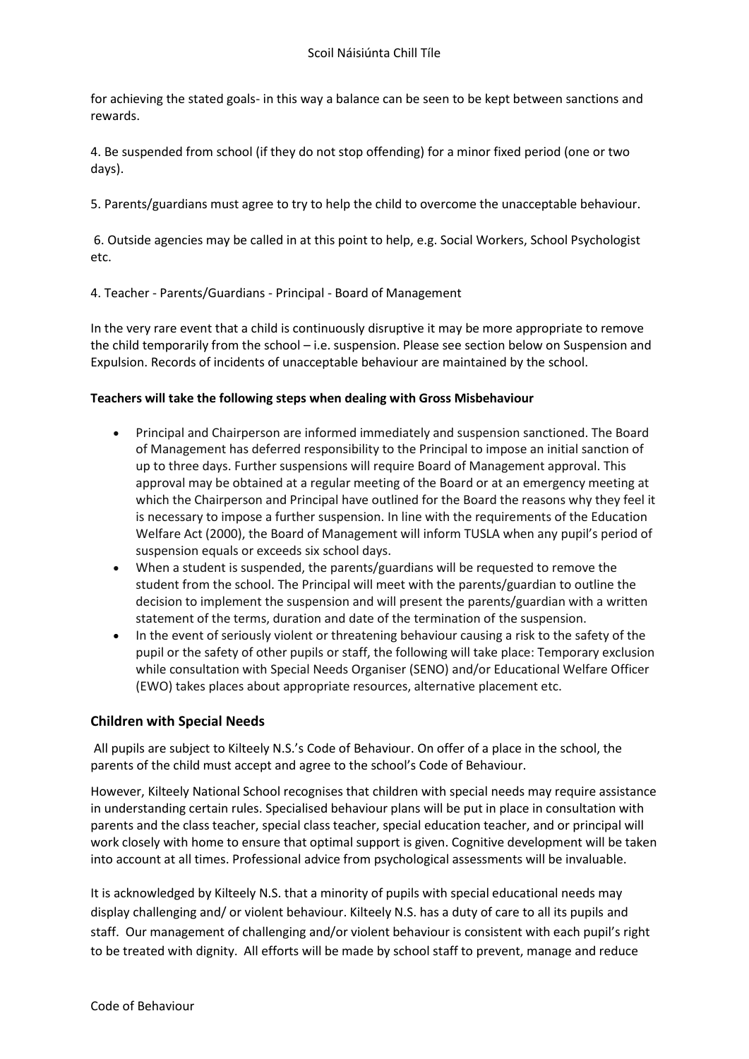for achieving the stated goals- in this way a balance can be seen to be kept between sanctions and rewards.

4. Be suspended from school (if they do not stop offending) for a minor fixed period (one or two days).

5. Parents/guardians must agree to try to help the child to overcome the unacceptable behaviour.

6. Outside agencies may be called in at this point to help, e.g. Social Workers, School Psychologist etc.

4. Teacher - Parents/Guardians - Principal - Board of Management

In the very rare event that a child is continuously disruptive it may be more appropriate to remove the child temporarily from the school – i.e. suspension. Please see section below on Suspension and Expulsion. Records of incidents of unacceptable behaviour are maintained by the school.

**Teachers will take the following steps when dealing with Gross Misbehaviour**

- Principal and Chairperson are informed immediately and suspension sanctioned. The Board of Management has deferred responsibility to the Principal to impose an initial sanction of up to three days. Further suspensions will require Board of Management approval. This approval may be obtained at a regular meeting of the Board or at an emergency meeting at which the Chairperson and Principal have outlined for the Board the reasons why they feel it is necessary to impose a further suspension. In line with the requirements of the Education Welfare Act (2000), the Board of Management will inform TUSLA when any pupil's period of suspension equals or exceeds six school days.
- When a student is suspended, the parents/guardians will be requested to remove the student from the school. The Principal will meet with the parents/guardian to outline the decision to implement the suspension and will present the parents/guardian with a written statement of the terms, duration and date of the termination of the suspension.
- In the event of seriously violent or threatening behaviour causing a risk to the safety of the pupil or the safety of other pupils or staff, the following will take place: Temporary exclusion while consultation with Special Needs Organiser (SENO) and/or Educational Welfare Officer (EWO) takes places about appropriate resources, alternative placement etc.

## Children with Special Needs

All pupils are subject to Kilteely N.S.'s Code of Behaviour. On offer of a place in the school, the parents of the child must accept and agree to the school's Code of Behaviour.

However, Kilteely National School recognises that children with special needs may require assistance in understanding certain rules. Specialised behaviour plans will be put in place in consultation with parents and the class teacher, special class teacher, special education teacher, and or principal will work closely with home to ensure that optimal support is given. Cognitive development will be taken into account at all times. Professional advice from psychological assessments will be invaluable.

It is acknowledged by Kilteely N.S. that a minority of pupils with special educational needs may display challenging and/ or violent behaviour. Kilteely N.S. has a duty of care to all its pupils and staff. Our management of challenging and/or violent behaviour is consistent with each pupil's right to be treated with dignity. All efforts will be made by school staff to prevent, manage and reduce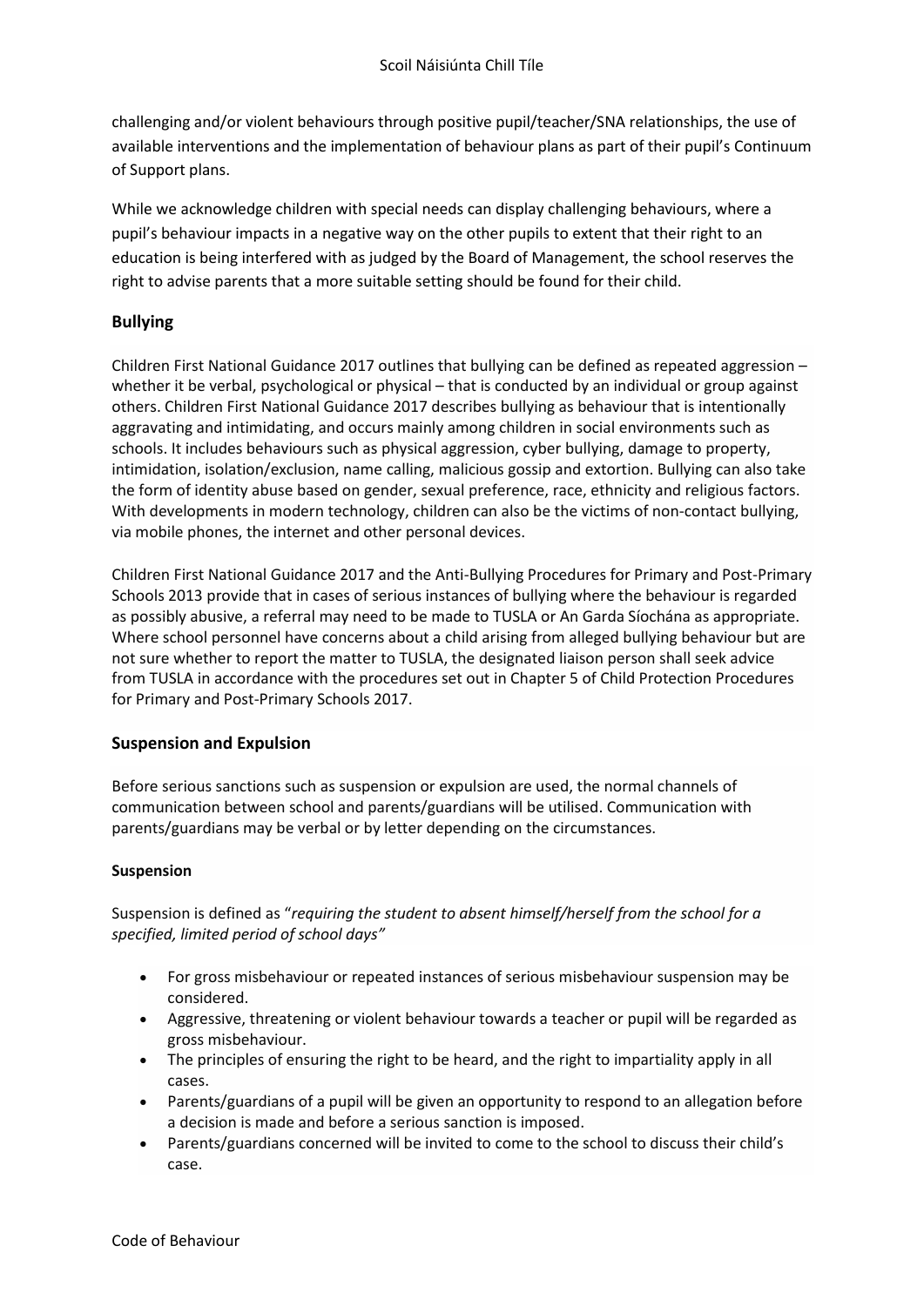challenging and/or violent behaviours through positive pupil/teacher/SNA relationships, the use of available interventions and the implementation of behaviour plans as part of their pupil's Continuum of Support plans.

While we acknowledge children with special needs can display challenging behaviours, where a pupil's behaviour impacts in a negative way on the other pupils to extent that their right to an education is being interfered with as judged by the Board of Management, the school reserves the right to advise parents that a more suitable setting should be found for their child.

## Bullying

Children First National Guidance 2017 outlines that bullying can be defined as repeated aggression – whether it be verbal, psychological or physical – that is conducted by an individual or group against others. Children First National Guidance 2017 describes bullying as behaviour that is intentionally aggravating and intimidating, and occurs mainly among children in social environments such as schools. It includes behaviours such as physical aggression, cyber bullying, damage to property, intimidation, isolation/exclusion, name calling, malicious gossip and extortion. Bullying can also take the form of identity abuse based on gender, sexual preference, race, ethnicity and religious factors. With developments in modern technology, children can also be the victims of non-contact bullying, via mobile phones, the internet and other personal devices.

Children First National Guidance 2017 and the Anti-Bullying Procedures for Primary and Post-Primary Schools 2013 provide that in cases of serious instances of bullying where the behaviour is regarded as possibly abusive, a referral may need to be made to TUSLA or An Garda Síochána as appropriate. Where school personnel have concerns about a child arising from alleged bullying behaviour but are not sure whether to report the matter to TUSLA, the designated liaison person shall seek advice from TUSLA in accordance with the procedures set out in Chapter 5 of Child Protection Procedures for Primary and Post-Primary Schools 2017.

## Suspension and Expulsion

Before serious sanctions such as suspension or expulsion are used, the normal channels of communication between school and parents/guardians will be utilised. Communication with parents/guardians may be verbal or by letter depending on the circumstances.

### Suspension

Suspension is defined as "*requiring the student to absent himself/herself from the school for a specified, limited period of school days"*

- For gross misbehaviour or repeated instances of serious misbehaviour suspension may be considered.
- Aggressive, threatening or violent behaviour towards a teacher or pupil will be regarded as gross misbehaviour.
- The principles of ensuring the right to be heard, and the right to impartiality apply in all cases.
- Parents/guardians of a pupil will be given an opportunity to respond to an allegation before a decision is made and before a serious sanction is imposed.
- Parents/guardians concerned will be invited to come to the school to discuss their child's case.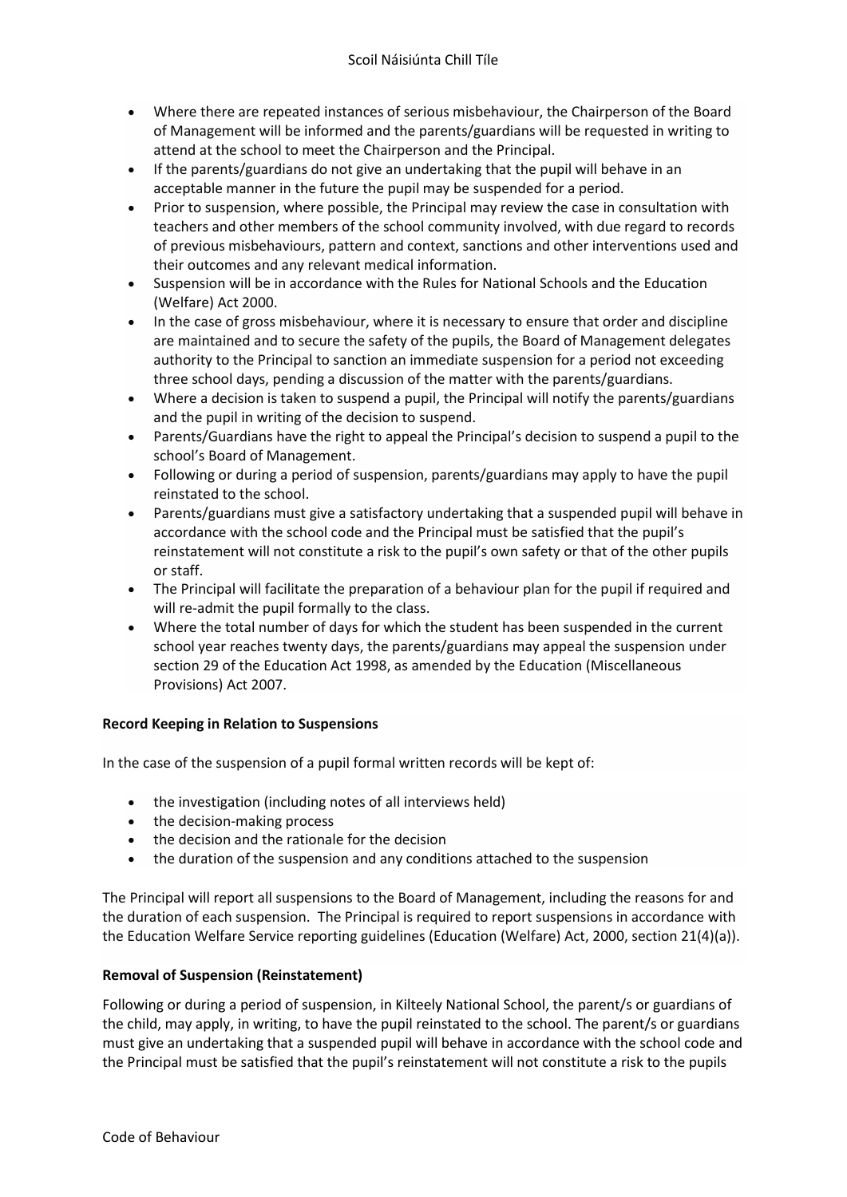- Where there are repeated instances of serious misbehaviour, the Chairperson of the Board of Management will be informed and the parents/guardians will be requested in writing to attend at the school to meet the Chairperson and the Principal.
- If the parents/guardians do not give an undertaking that the pupil will behave in an acceptable manner in the future the pupil may be suspended for a period.
- Prior to suspension, where possible, the Principal may review the case in consultation with teachers and other members of the school community involved, with due regard to records of previous misbehaviours, pattern and context, sanctions and other interventions used and their outcomes and any relevant medical information.
- Suspension will be in accordance with the Rules for National Schools and the Education (Welfare) Act 2000.
- In the case of gross misbehaviour, where it is necessary to ensure that order and discipline are maintained and to secure the safety of the pupils, the Board of Management delegates authority to the Principal to sanction an immediate suspension for a period not exceeding three school days, pending a discussion of the matter with the parents/guardians.
- Where a decision is taken to suspend a pupil, the Principal will notify the parents/guardians and the pupil in writing of the decision to suspend.
- Parents/Guardians have the right to appeal the Principal's decision to suspend a pupil to the school's Board of Management.
- Following or during a period of suspension, parents/guardians may apply to have the pupil reinstated to the school.
- Parents/guardians must give a satisfactory undertaking that a suspended pupil will behave in accordance with the school code and the Principal must be satisfied that the pupil's reinstatement will not constitute a risk to the pupil's own safety or that of the other pupils or staff.
- The Principal will facilitate the preparation of a behaviour plan for the pupil if required and will re-admit the pupil formally to the class.
- Where the total number of days for which the student has been suspended in the current school year reaches twenty days, the parents/guardians may appeal the suspension under section 29 of the Education Act 1998, as amended by the Education (Miscellaneous Provisions) Act 2007.

**Record Keeping in Relation to Suspensions**

In the case of the suspension of a pupil formal written records will be kept of:

- the investigation (including notes of all interviews held)
- the decision-making process
- the decision and the rationale for the decision
- the duration of the suspension and any conditions attached to the suspension

The Principal will report all suspensions to the Board of Management, including the reasons for and the duration of each suspension. The Principal is required to report suspensions in accordance with the Education Welfare Service reporting guidelines (Education (Welfare) Act, 2000, section 21(4)(a)).

**Removal of Suspension (Reinstatement)**

Following or during a period of suspension, in Kilteely National School, the parent/s or guardians of the child, may apply, in writing, to have the pupil reinstated to the school. The parent/s or guardians must give an undertaking that a suspended pupil will behave in accordance with the school code and the Principal must be satisfied that the pupil's reinstatement will not constitute a risk to the pupils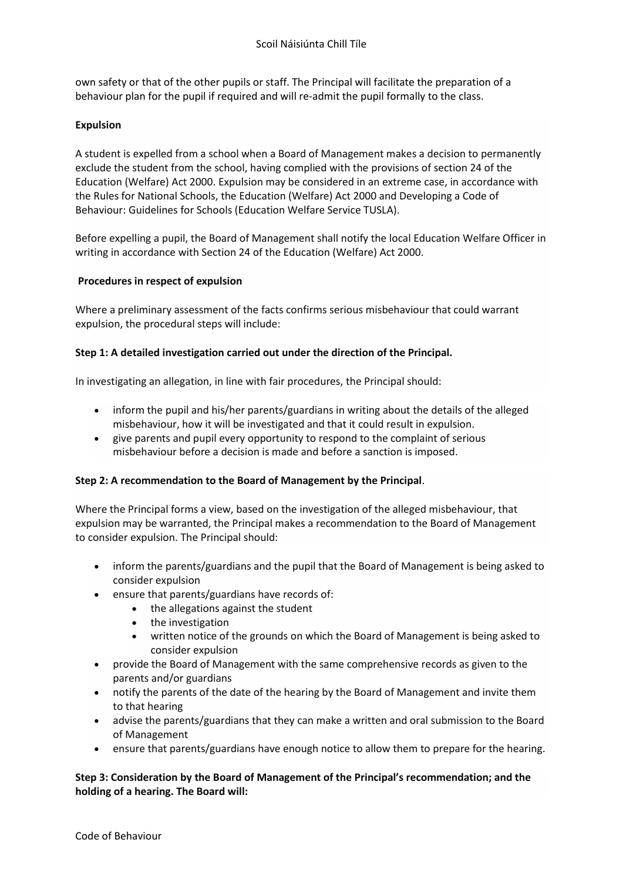own safety or that of the other pupils or staff. The Principal will facilitate the preparation of a behaviour plan for the pupil if required and will re-admit the pupil formally to the class.

**Expulsion**

A student is expelled from a school when a Board of Management makes a decision to permanently exclude the student from the school, having complied with the provisions of section 24 of the Education (Welfare) Act 2000. Expulsion may be considered in an extreme case, in accordance with the Rules for National Schools, the Education (Welfare) Act 2000 and Developing a Code of Behaviour: Guidelines for Schools (Education Welfare Service TUSLA).

Before expelling a pupil, the Board of Management shall notify the local Education Welfare Officer in writing in accordance with Section 24 of the Education (Welfare) Act 2000.

**Procedures in respect of expulsion**

Where a preliminary assessment of the facts confirms serious misbehaviour that could warrant expulsion, the procedural steps will include:

**Step 1: A detailed investigation carried out under the direction of the Principal.**

In investigating an allegation, in line with fair procedures, the Principal should:

- inform the pupil and his/her parents/guardians in writing about the details of the alleged misbehaviour, how it will be investigated and that it could result in expulsion.
- give parents and pupil every opportunity to respond to the complaint of serious misbehaviour before a decision is made and before a sanction is imposed.

**Step 2: A recommendation to the Board of Management by the Principal**.

Where the Principal forms a view, based on the investigation of the alleged misbehaviour, that expulsion may be warranted, the Principal makes a recommendation to the Board of Management to consider expulsion. The Principal should:

- inform the parents/guardians and the pupil that the Board of Management is being asked to consider expulsion
- ensure that parents/guardians have records of:
  - the allegations against the student
  - the investigation
  - written notice of the grounds on which the Board of Management is being asked to consider expulsion
- provide the Board of Management with the same comprehensive records as given to the parents and/or guardians
- notify the parents of the date of the hearing by the Board of Management and invite them to that hearing
- advise the parents/guardians that they can make a written and oral submission to the Board of Management
- ensure that parents/guardians have enough notice to allow them to prepare for the hearing.

**Step 3: Consideration by the Board of Management of the Principal's recommendation; and the holding of a hearing. The Board will:**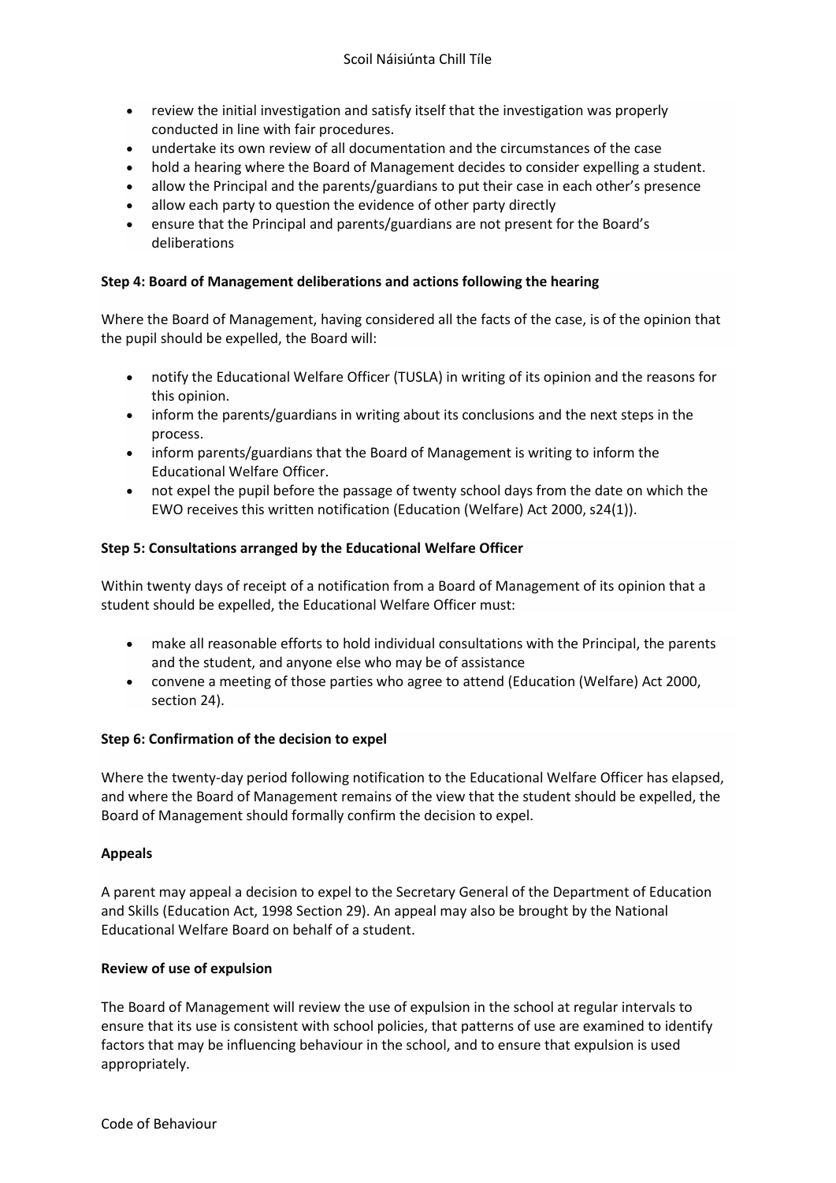- review the initial investigation and satisfy itself that the investigation was properly conducted in line with fair procedures.
- undertake its own review of all documentation and the circumstances of the case
- hold a hearing where the Board of Management decides to consider expelling a student.
- allow the Principal and the parents/guardians to put their case in each other's presence
- allow each party to question the evidence of other party directly
- ensure that the Principal and parents/guardians are not present for the Board's deliberations

**Step 4: Board of Management deliberations and actions following the hearing**

Where the Board of Management, having considered all the facts of the case, is of the opinion that the pupil should be expelled, the Board will:

- notify the Educational Welfare Officer (TUSLA) in writing of its opinion and the reasons for this opinion.
- inform the parents/guardians in writing about its conclusions and the next steps in the process.
- inform parents/guardians that the Board of Management is writing to inform the Educational Welfare Officer.
- not expel the pupil before the passage of twenty school days from the date on which the EWO receives this written notification (Education (Welfare) Act 2000, s24(1)).

**Step 5: Consultations arranged by the Educational Welfare Officer**

Within twenty days of receipt of a notification from a Board of Management of its opinion that a student should be expelled, the Educational Welfare Officer must:

- make all reasonable efforts to hold individual consultations with the Principal, the parents and the student, and anyone else who may be of assistance
- convene a meeting of those parties who agree to attend (Education (Welfare) Act 2000, section 24).

**Step 6: Confirmation of the decision to expel**

Where the twenty-day period following notification to the Educational Welfare Officer has elapsed, and where the Board of Management remains of the view that the student should be expelled, the Board of Management should formally confirm the decision to expel.

**Appeals**

A parent may appeal a decision to expel to the Secretary General of the Department of Education and Skills (Education Act, 1998 Section 29). An appeal may also be brought by the National Educational Welfare Board on behalf of a student.

**Review of use of expulsion**

The Board of Management will review the use of expulsion in the school at regular intervals to ensure that its use is consistent with school policies, that patterns of use are examined to identify factors that may be influencing behaviour in the school, and to ensure that expulsion is used appropriately.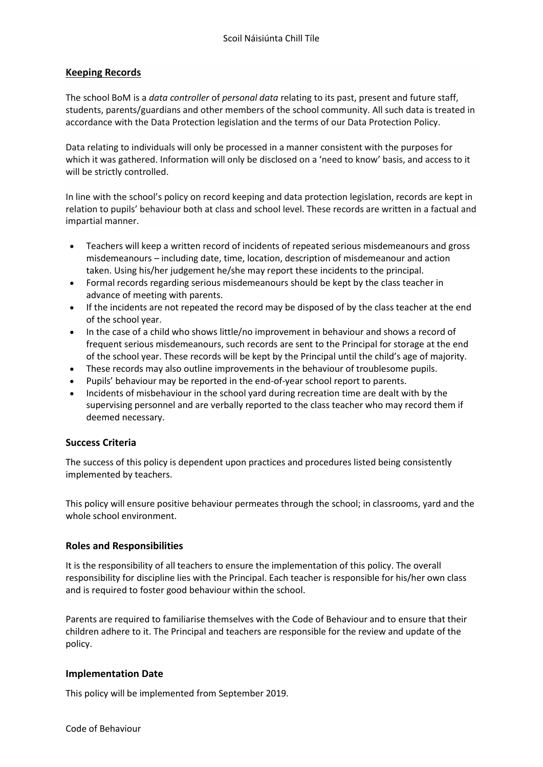## Keeping Records

The school BoM is a *data controller* of *personal data* relating to its past, present and future staff, students, parents/guardians and other members of the school community. All such data is treated in accordance with the Data Protection legislation and the terms of our Data Protection Policy.

Data relating to individuals will only be processed in a manner consistent with the purposes for which it was gathered. Information will only be disclosed on a 'need to know' basis, and access to it will be strictly controlled.

In line with the school's policy on record keeping and data protection legislation, records are kept in relation to pupils' behaviour both at class and school level. These records are written in a factual and impartial manner.

- Teachers will keep a written record of incidents of repeated serious misdemeanours and gross misdemeanours – including date, time, location, description of misdemeanour and action taken. Using his/her judgement he/she may report these incidents to the principal.
- Formal records regarding serious misdemeanours should be kept by the class teacher in advance of meeting with parents.
- If the incidents are not repeated the record may be disposed of by the class teacher at the end of the school year.
- In the case of a child who shows little/no improvement in behaviour and shows a record of frequent serious misdemeanours, such records are sent to the Principal for storage at the end of the school year. These records will be kept by the Principal until the child's age of majority.
- These records may also outline improvements in the behaviour of troublesome pupils.
- Pupils' behaviour may be reported in the end-of-year school report to parents.
- Incidents of misbehaviour in the school yard during recreation time are dealt with by the supervising personnel and are verbally reported to the class teacher who may record them if deemed necessary.

### Success Criteria

The success of this policy is dependent upon practices and procedures listed being consistently implemented by teachers.

This policy will ensure positive behaviour permeates through the school; in classrooms, yard and the whole school environment.

### Roles and Responsibilities

It is the responsibility of all teachers to ensure the implementation of this policy. The overall responsibility for discipline lies with the Principal. Each teacher is responsible for his/her own class and is required to foster good behaviour within the school.

Parents are required to familiarise themselves with the Code of Behaviour and to ensure that their children adhere to it. The Principal and teachers are responsible for the review and update of the policy.

### Implementation Date

This policy will be implemented from September 2019.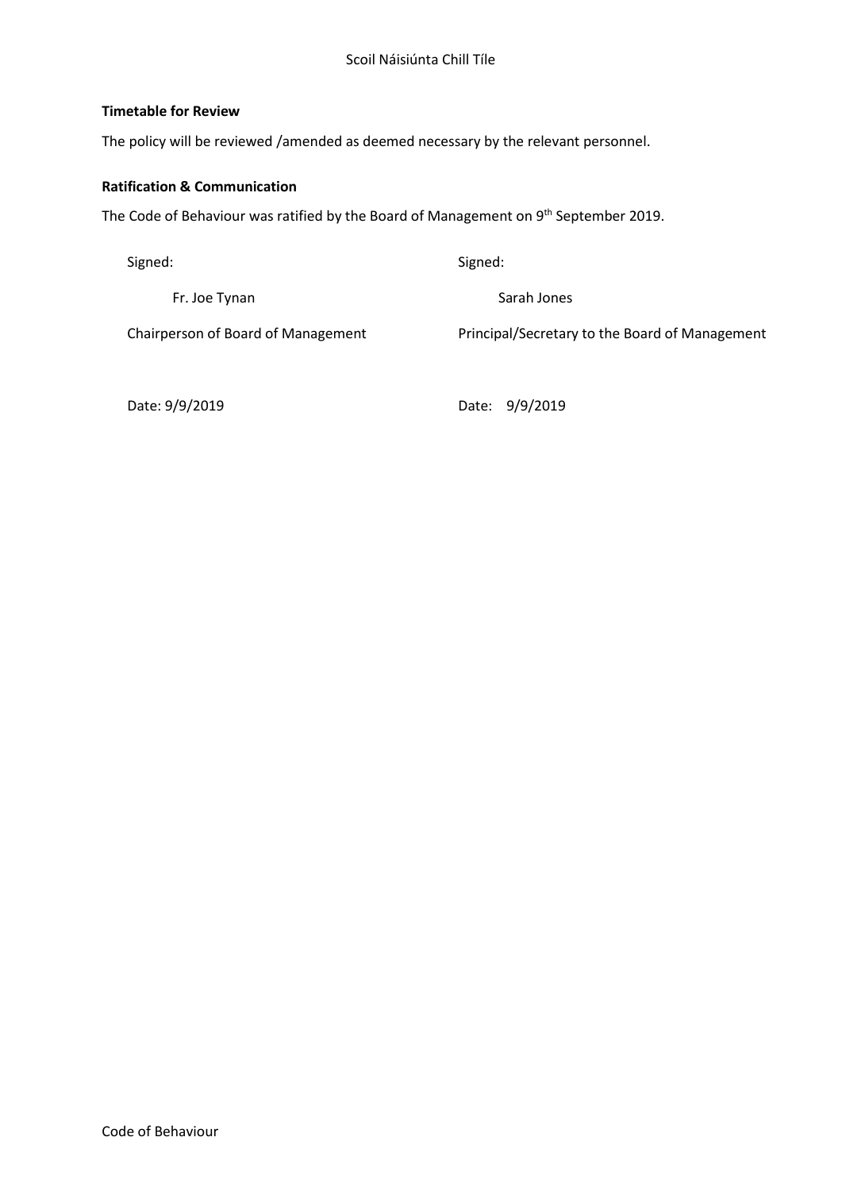**Timetable for Review**

The policy will be reviewed /amended as deemed necessary by the relevant personnel.

**Ratification & Communication**

The Code of Behaviour was ratified by the Board of Management on 9th September 2019.

Signed:

Fr. Joe Tynan

Chairperson of Board of Management

Date: 9/9/2019

Signed:

Sarah Jones

Principal/Secretary to the Board of Management

Date: 9/9/2019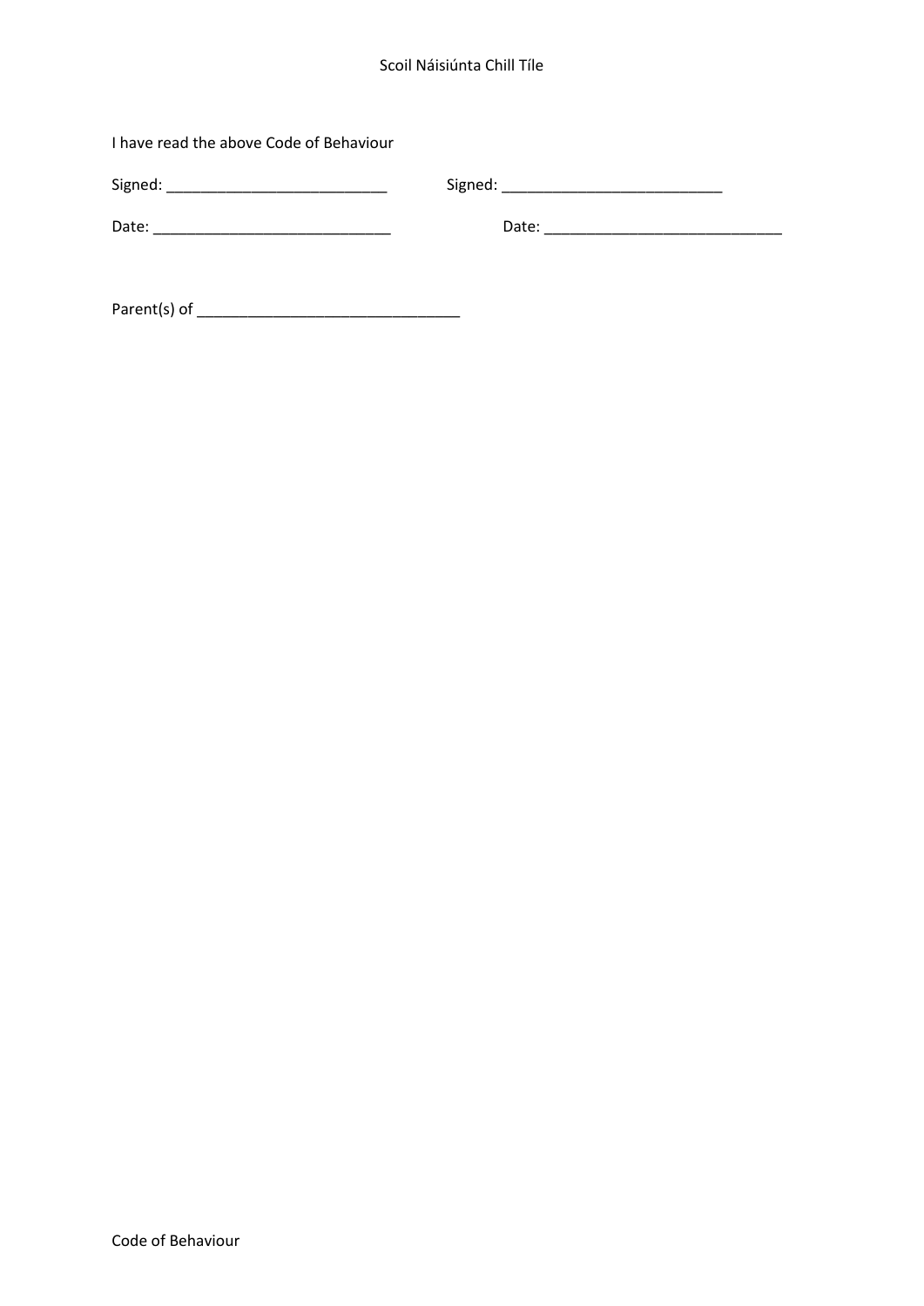I have read the above Code of Behaviour

Signed: __________________________ Signed: __________________________

Date: ____________________________ Date: ____________________________

Parent(s) of _______________________________